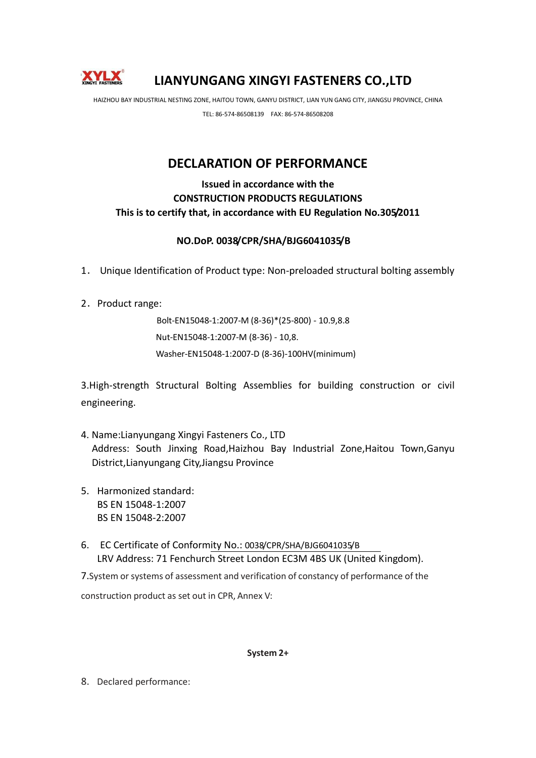# LIANYUNGANG XINGYI FASTENERS CO.,LTD

HAIZHOU BAY INDUSTRIAL NESTING ZONE, HAITOU TOWN, GANYU DISTRICT, LIAN YUN GANG CITY, JIANGSU PROVINCE, CHINA

TEL: 86-574-86508139 FAX: 86-574-86508208

## DECLARATION OF PERFORMANCE

**Issued in accordance with the**
**CONSTRUCTION PRODUCTS REGULATIONS**
**This is to certify that, in accordance with EU Regulation No.305/2011**

**NO.DoP. 0038/CPR/SHA/BJG6041035/B**

1. Unique Identification of Product type: Non-preloaded structural bolting assembly

2. Product range:

   Bolt-EN15048-1:2007-M (8-36)*(25-800) - 10.9,8.8

   Nut-EN15048-1:2007-M (8-36) - 10,8.

   Washer-EN15048-1:2007-D (8-36)-100HV(minimum)

3. High-strength Structural Bolting Assemblies for building construction or civil engineering.

4. Name:Lianyungang Xingyi Fasteners Co., LTD
   Address: South Jinxing Road,Haizhou Bay Industrial Zone,Haitou Town,Ganyu District,Lianyungang City,Jiangsu Province

5. Harmonized standard:
   BS EN 15048-1:2007
   BS EN 15048-2:2007

6. EC Certificate of Conformity No.: 0038/CPR/SHA/BJG6041035/B
   LRV Address: 71 Fenchurch Street London EC3M 4BS UK (United Kingdom).

7. System or systems of assessment and verification of constancy of performance of the construction product as set out in CPR, Annex V:

**System 2+**

8. Declared performance: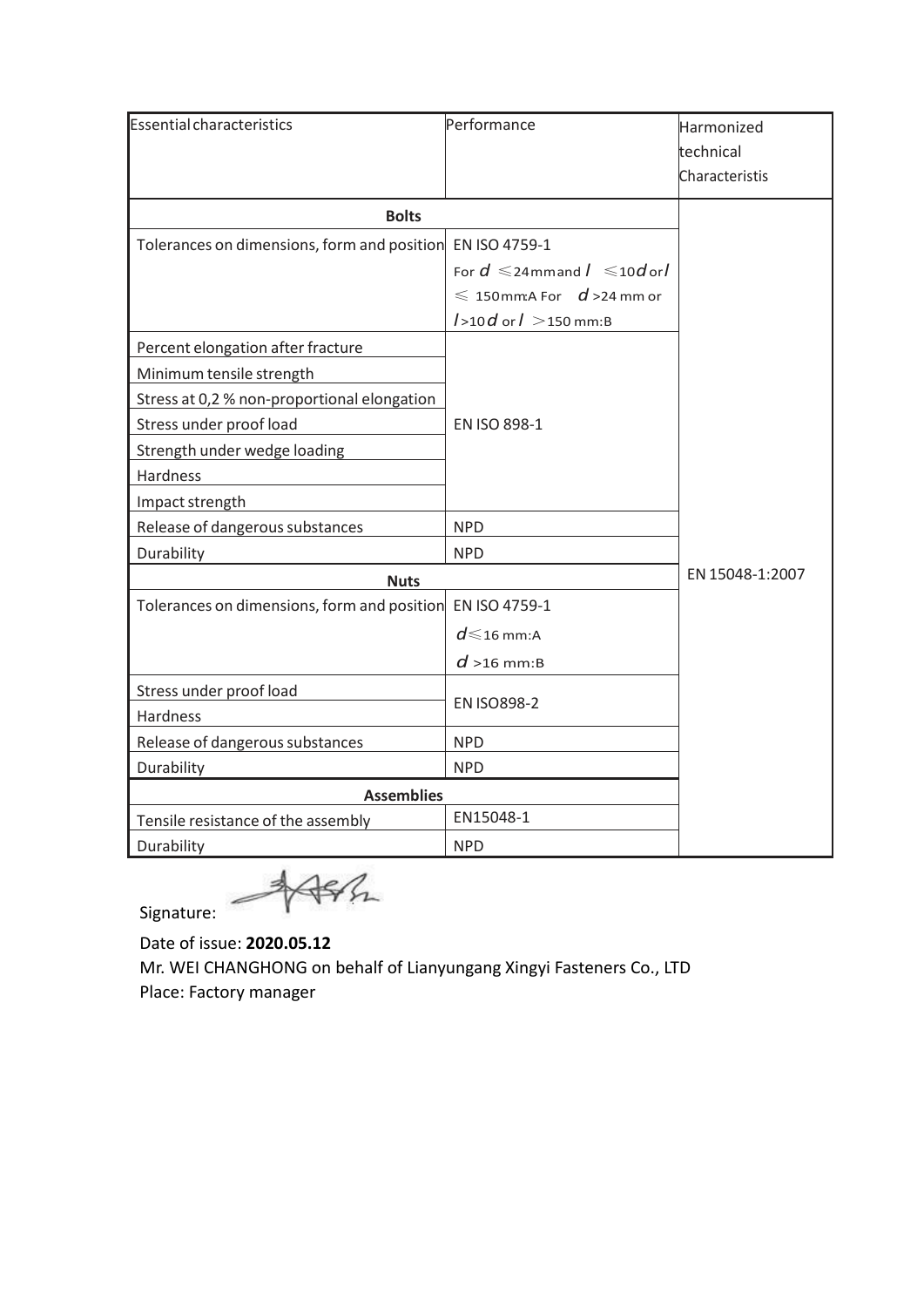| Essential characteristics | Performance | Harmonized technical Characteristis |
|---|---|---|
| **Bolts** | | EN 15048-1:2007 |
| Tolerances on dimensions, form and position | EN ISO 4759-1<br>For $d \leqslant 24$ mm and $l \leqslant 10d$ or $l \leqslant 150$ mm:A For $d > 24$ mm or $l > 10d$ or $l > 150$ mm:B | |
| Percent elongation after fracture | EN ISO 898-1 | |
| Minimum tensile strength | | |
| Stress at 0,2 % non-proportional elongation | | |
| Stress under proof load | | |
| Strength under wedge loading | | |
| Hardness | | |
| Impact strength | | |
| Release of dangerous substances | NPD | |
| Durability | NPD | |
| **Nuts** | | |
| Tolerances on dimensions, form and position | EN ISO 4759-1<br>$d \leqslant 16$ mm:A<br>$d > 16$ mm:B | |
| Stress under proof load | EN ISO898-2 | |
| Hardness | | |
| Release of dangerous substances | NPD | |
| Durability | NPD | |
| **Assemblies** | | |
| Tensile resistance of the assembly | EN15048-1 | |
| Durability | NPD | |

Signature:

Date of issue: **2020.05.12**

Mr. WEI CHANGHONG on behalf of Lianyungang Xingyi Fasteners Co., LTD

Place: Factory manager